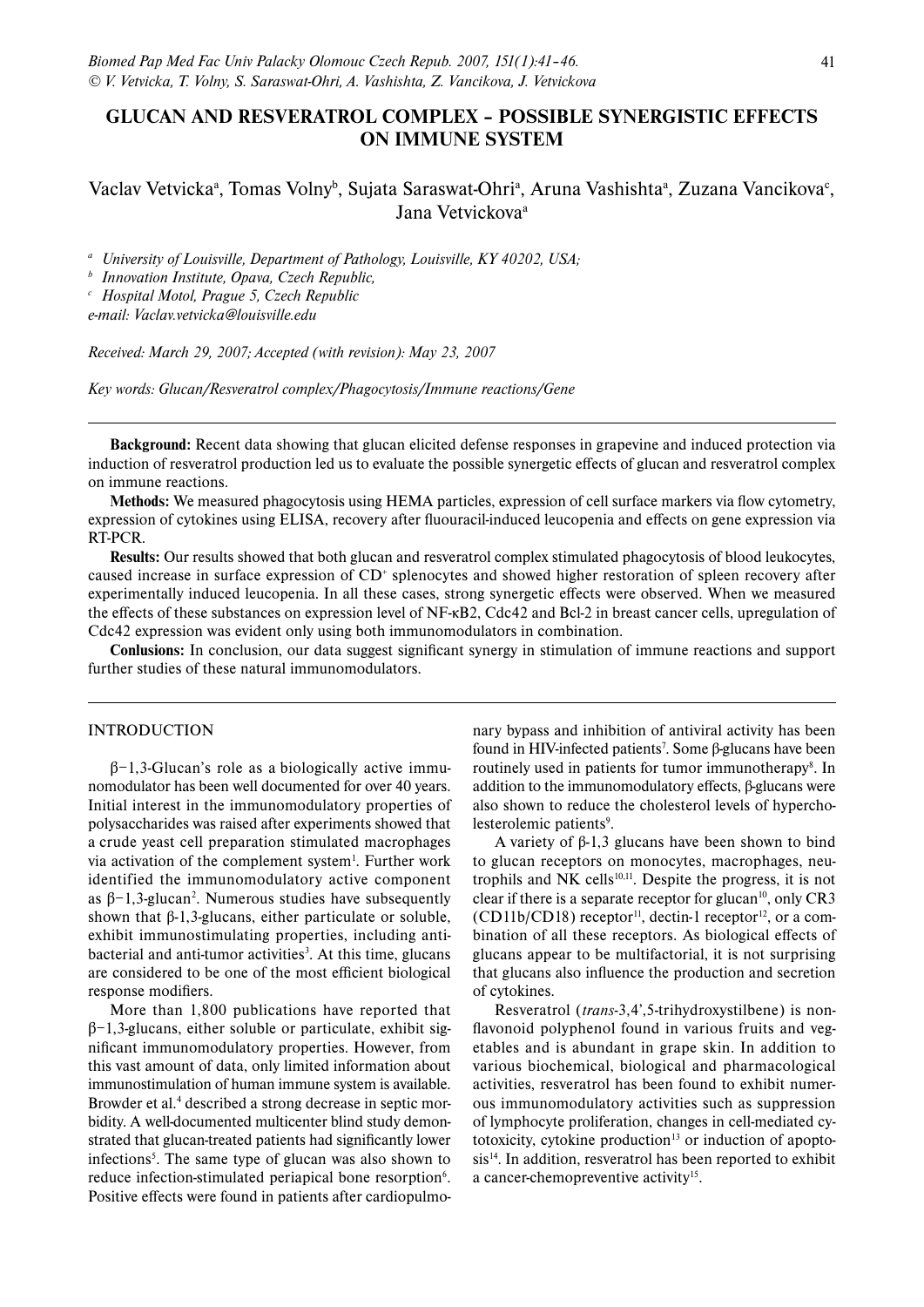# GLUCAN AND RESVERATROL COMPLEX – POSSIBLE SYNERGISTIC EFFECTS ON IMMUNE SYSTEM

Vaclav Vetvicka[a], Tomas Volny[b], Sujata Saraswat-Ohri[a], Aruna Vashishta[a], Zuzana Vancikova[c], Jana Vetvickova[a]

[a] *University of Louisville, Department of Pathology, Louisville, KY 40202, USA;*
[b] *Innovation Institute, Opava, Czech Republic,*
[c] *Hospital Motol, Prague 5, Czech Republic*
*e-mail: Vaclav.vetvicka@louisville.edu*

*Received: March 29, 2007; Accepted (with revision): May 23, 2007*

*Key words: Glucan/Resveratrol complex/Phagocytosis/Immune reactions/Gene*

**Background:** Recent data showing that glucan elicited defense responses in grapevine and induced protection via induction of resveratrol production led us to evaluate the possible synergetic effects of glucan and resveratrol complex on immune reactions.

**Methods:** We measured phagocytosis using HEMA particles, expression of cell surface markers via flow cytometry, expression of cytokines using ELISA, recovery after flouuracil-induced leucopenia and effects on gene expression via RT-PCR.

**Results:** Our results showed that both glucan and resveratrol complex stimulated phagocytosis of blood leukocytes, caused increase in surface expression of $CD^+$ splenocytes and showed higher restoration of spleen recovery after experimentally induced leucopenia. In all these cases, strong synergetic effects were observed. When we measured the effects of these substances on expression level of NF-κB2, Cdc42 and Bcl-2 in breast cancer cells, upregulation of Cdc42 expression was evident only using both immunomodulators in combination.

**Conlusions:** In conclusion, our data suggest significant synergy in stimulation of immune reactions and support further studies of these natural immunomodulators.

## INTRODUCTION

β−1,3-Glucan's role as a biologically active immunomodulator has been well documented for over 40 years. Initial interest in the immunomodulatory properties of polysaccharides was raised after experiments showed that a crude yeast cell preparation stimulated macrophages via activation of the complement system[1]. Further work identified the immunomodulatory active component as β−1,3-glucan[2]. Numerous studies have subsequently shown that β-1,3-glucans, either particulate or soluble, exhibit immunostimulating properties, including antibacterial and anti-tumor activities[3]. At this time, glucans are considered to be one of the most efficient biological response modifiers.

More than 1,800 publications have reported that β−1,3-glucans, either soluble or particulate, exhibit significant immunomodulatory properties. However, from this vast amount of data, only limited information about immunostimulation of human immune system is available. Browder et al.[4] described a strong decrease in septic morbidity. A well-documented multicenter blind study demonstrated that glucan-treated patients had significantly lower infections[5]. The same type of glucan was also shown to reduce infection-stimulated periapical bone resorption[6]. Positive effects were found in patients after cardiopulmonary bypass and inhibition of antiviral activity has been found in HIV-infected patients[7]. Some β-glucans have been routinely used in patients for tumor immunotherapy[8]. In addition to the immunomodulatory effects, β-glucans were also shown to reduce the cholesterol levels of hypercholesterolemic patients[9].

A variety of β-1,3 glucans have been shown to bind to glucan receptors on monocytes, macrophages, neutrophils and NK cells[10,11]. Despite the progress, it is not clear if there is a separate receptor for glucan[10], only CR3 (CD11b/CD18) receptor[11], dectin-1 receptor[12], or a combination of all these receptors. As biological effects of glucans appear to be multifactorial, it is not surprising that glucans also influence the production and secretion of cytokines.

Resveratrol (*trans*-3,4',5-trihydroxystilbene) is nonflavonoid polyphenol found in various fruits and vegetables and is abundant in grape skin. In addition to various biochemical, biological and pharmacological activities, resveratrol has been found to exhibit numerous immunomodulatory activities such as suppression of lymphocyte proliferation, changes in cell-mediated cytotoxicity, cytokine production[13] or induction of apoptosis[14]. In addition, resveratrol has been reported to exhibit a cancer-chemopreventive activity[15].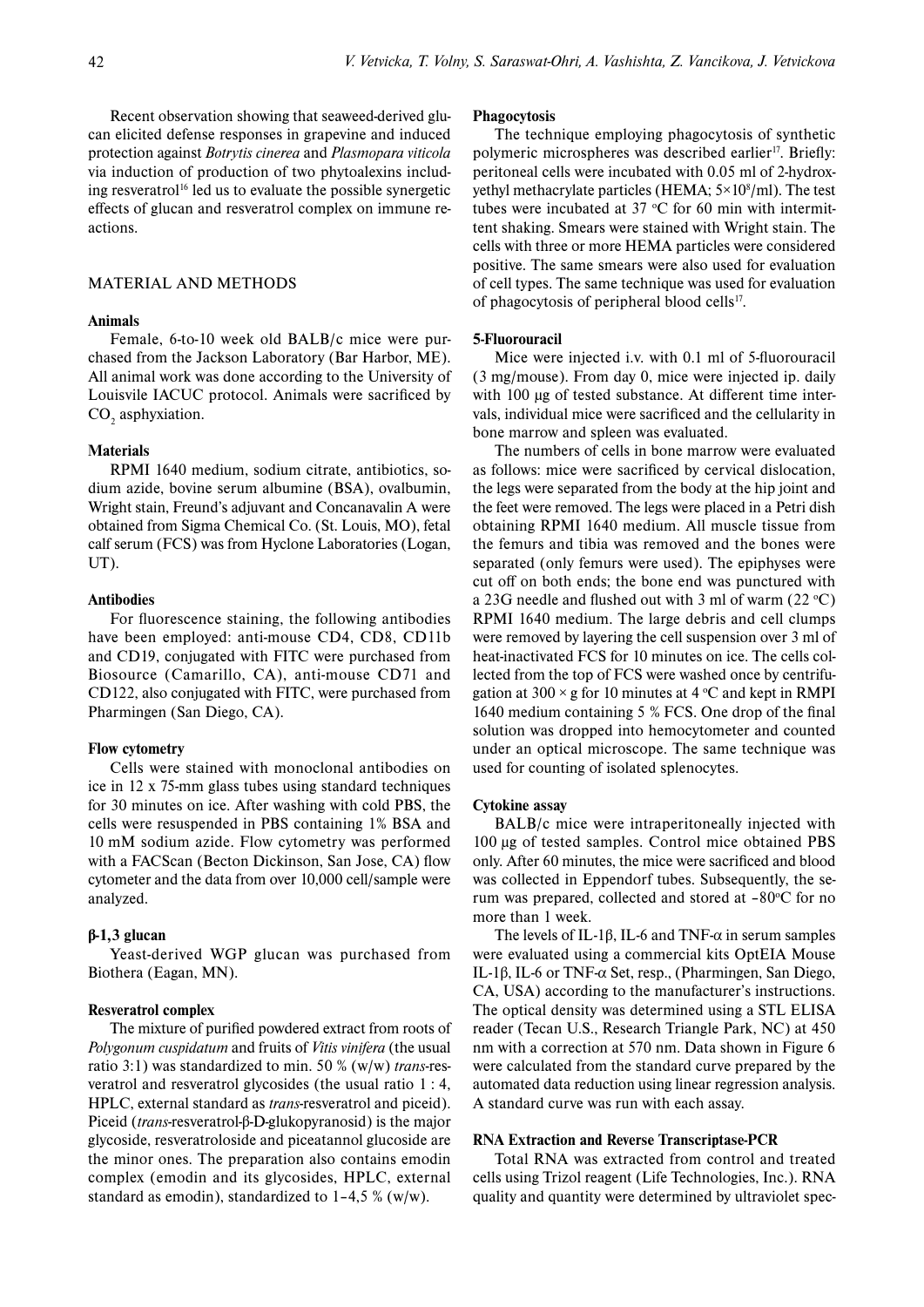Recent observation showing that seaweed-derived glucan elicited defense responses in grapevine and induced protection against *Botrytis cinerea* and *Plasmopara viticola* via induction of production of two phytoalexins including resveratrol[16] led us to evaluate the possible synergetic effects of glucan and resveratrol complex on immune reactions.

## MATERIAL AND METHODS

### Animals

Female, 6-to-10 week old BALB/c mice were purchased from the Jackson Laboratory (Bar Harbor, ME). All animal work was done according to the University of Louisvile IACUC protocol. Animals were sacrificed by $CO_2$ asphyxiation.

### Materials

RPMI 1640 medium, sodium citrate, antibiotics, sodium azide, bovine serum albumine (BSA), ovalbumin, Wright stain, Freund's adjuvant and Concanavalin A were obtained from Sigma Chemical Co. (St. Louis, MO), fetal calf serum (FCS) was from Hyclone Laboratories (Logan, UT).

### Antibodies

For fluorescence staining, the following antibodies have been employed: anti-mouse CD4, CD8, CD11b and CD19, conjugated with FITC were purchased from Biosource (Camarillo, CA), anti-mouse CD71 and CD122, also conjugated with FITC, were purchased from Pharmingen (San Diego, CA).

### Flow cytometry

Cells were stained with monoclonal antibodies on ice in 12 x 75-mm glass tubes using standard techniques for 30 minutes on ice. After washing with cold PBS, the cells were resuspended in PBS containing 1% BSA and 10 mM sodium azide. Flow cytometry was performed with a FACScan (Becton Dickinson, San Jose, CA) flow cytometer and the data from over 10,000 cell/sample were analyzed.

### β-1,3 glucan

Yeast-derived WGP glucan was purchased from Biothera (Eagan, MN).

### Resveratrol complex

The mixture of purified powdered extract from roots of *Polygonum cuspidatum* and fruits of *Vitis vinifera* (the usual ratio 3:1) was standardized to min. 50 % (w/w) *trans*-resveratrol and resveratrol glycosides (the usual ratio 1 : 4, HPLC, external standard as *trans*-resveratrol and piceid). Piceid (*trans*-resveratrol-β-D-glukopyranosid) is the major glycoside, resveratroloside and piceatannol glucoside are the minor ones. The preparation also contains emodin complex (emodin and its glycosides, HPLC, external standard as emodin), standardized to 1–4,5 % (w/w).

### Phagocytosis

The technique employing phagocytosis of synthetic polymeric microspheres was described earlier[17]. Briefly: peritoneal cells were incubated with 0.05 ml of 2-hydroxyethyl methacrylate particles (HEMA; $5\times10^8$/ml). The test tubes were incubated at 37 °C for 60 min with intermittent shaking. Smears were stained with Wright stain. The cells with three or more HEMA particles were considered positive. The same smears were also used for evaluation of cell types. The same technique was used for evaluation of phagocytosis of peripheral blood cells[17].

### 5-Fluorouracil

Mice were injected i.v. with 0.1 ml of 5-fluorouracil (3 mg/mouse). From day 0, mice were injected ip. daily with 100 μg of tested substance. At different time intervals, individual mice were sacrificed and the cellularity in bone marrow and spleen was evaluated.

The numbers of cells in bone marrow were evaluated as follows: mice were sacrificed by cervical dislocation, the legs were separated from the body at the hip joint and the feet were removed. The legs were placed in a Petri dish obtaining RPMI 1640 medium. All muscle tissue from the femurs and tibia was removed and the bones were separated (only femurs were used). The epiphyses were cut off on both ends; the bone end was punctured with a 23G needle and flushed out with 3 ml of warm (22 °C) RPMI 1640 medium. The large debris and cell clumps were removed by layering the cell suspension over 3 ml of heat-inactivated FCS for 10 minutes on ice. The cells collected from the top of FCS were washed once by centrifugation at 300 × g for 10 minutes at 4 °C and kept in RMPI 1640 medium containing 5 % FCS. One drop of the final solution was dropped into hemocytometer and counted under an optical microscope. The same technique was used for counting of isolated splenocytes.

### Cytokine assay

BALB/c mice were intraperitoneally injected with 100 μg of tested samples. Control mice obtained PBS only. After 60 minutes, the mice were sacrificed and blood was collected in Eppendorf tubes. Subsequently, the serum was prepared, collected and stored at –80°C for no more than 1 week.

The levels of IL-1β, IL-6 and TNF-α in serum samples were evaluated using a commercial kits OptEIA Mouse IL-1β, IL-6 or TNF-α Set, resp., (Pharmingen, San Diego, CA, USA) according to the manufacturer's instructions. The optical density was determined using a STL ELISA reader (Tecan U.S., Research Triangle Park, NC) at 450 nm with a correction at 570 nm. Data shown in Figure 6 were calculated from the standard curve prepared by the automated data reduction using linear regression analysis. A standard curve was run with each assay.

### RNA Extraction and Reverse Transcriptase-PCR

Total RNA was extracted from control and treated cells using Trizol reagent (Life Technologies, Inc.). RNA quality and quantity were determined by ultraviolet spec-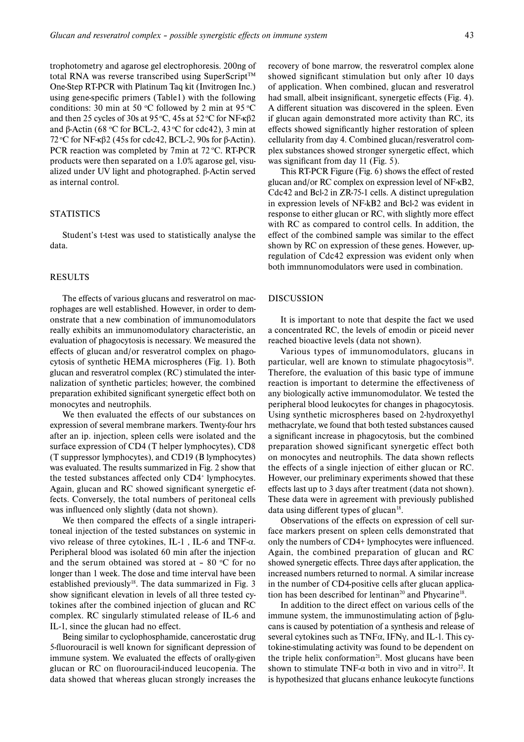trophotometry and agarose gel electrophoresis. 200ng of total RNA was reverse transcribed using SuperScript™ One-Step RT-PCR with Platinum Taq kit (Invitrogen Inc.) using gene-specific primers (Table1) with the following conditions: 30 min at 50 °C followed by 2 min at 95 °C and then 25 cycles of 30s at 95 °C, 45s at 52 °C for NF-κβ2 and β-Actin (68 °C for BCL-2, 43 °C for cdc42), 3 min at 72 °C for NF-κβ2 (45s for cdc42, BCL-2, 90s for β-Actin). PCR reaction was completed by 7min at 72 °C. RT-PCR products were then separated on a 1.0% agarose gel, visualized under UV light and photographed. β-Actin served as internal control.

## STATISTICS

Student's t-test was used to statistically analyse the data.

## RESULTS

The effects of various glucans and resveratrol on macrophages are well established. However, in order to demonstrate that a new combination of immunomodulators really exhibits an immunomodulatory characteristic, an evaluation of phagocytosis is necessary. We measured the effects of glucan and/or resveratrol complex on phagocytosis of synthetic HEMA microspheres (Fig. 1). Both glucan and resveratrol complex (RC) stimulated the internalization of synthetic particles; however, the combined preparation exhibited significant synergetic effect both on monocytes and neutrophils.

We then evaluated the effects of our substances on expression of several membrane markers. Twenty-four hrs after an ip. injection, spleen cells were isolated and the surface expression of CD4 (T helper lymphocytes), CD8 (T suppressor lymphocytes), and CD19 (B lymphocytes) was evaluated. The results summarized in Fig. 2 show that the tested substances affected only $CD4^+$ lymphocytes. Again, glucan and RC showed significant synergetic effects. Conversely, the total numbers of peritoneal cells was influenced only slightly (data not shown).

We then compared the effects of a single intraperitoneal injection of the tested substances on systemic in vivo release of three cytokines, IL-1 , IL-6 and TNF-α. Peripheral blood was isolated 60 min after the injection and the serum obtained was stored at – 80 °C for no longer than 1 week. The dose and time interval have been established previously[18]. The data summarized in Fig. 3 show significant elevation in levels of all three tested cytokines after the combined injection of glucan and RC complex. RC singularly stimulated release of IL-6 and IL-1, since the glucan had no effect.

Being similar to cyclophosphamide, cancerostatic drug 5-fluorouracil is well known for significant depression of immune system. We evaluated the effects of orally-given glucan or RC on fluorouracil-induced leucopenia. The data showed that whereas glucan strongly increases the recovery of bone marrow, the resveratrol complex alone showed significant stimulation but only after 10 days of application. When combined, glucan and resveratrol had small, albeit insignificant, synergetic effects (Fig. 4). A different situation was discovered in the spleen. Even if glucan again demonstrated more activity than RC, its effects showed significantly higher restoration of spleen cellularity from day 4. Combined glucan/resveratrol complex substances showed stronger synergetic effect, which was significant from day 11 (Fig. 5).

This RT-PCR Figure (Fig. 6) shows the effect of rested glucan and/or RC complex on expression level of NF-κB2, Cdc42 and Bcl-2 in ZR-75-1 cells. A distinct upregulation in expression levels of NF-kB2 and Bcl-2 was evident in response to either glucan or RC, with slightly more effect with RC as compared to control cells. In addition, the effect of the combined sample was similar to the effect shown by RC on expression of these genes. However, upregulation of Cdc42 expression was evident only when both immnunomodulators were used in combination.

## DISCUSSION

It is important to note that despite the fact we used a concentrated RC, the levels of emodin or piceid never reached bioactive levels (data not shown).

Various types of immunomodulators, glucans in particular, well are known to stimulate phagocytosis[19]. Therefore, the evaluation of this basic type of immune reaction is important to determine the effectiveness of any biologically active immunomodulator. We tested the peripheral blood leukocytes for changes in phagocytosis. Using synthetic microspheres based on 2-hydroxyethyl methacrylate, we found that both tested substances caused a significant increase in phagocytosis, but the combined preparation showed significant synergetic effect both on monocytes and neutrophils. The data shown reflects the effects of a single injection of either glucan or RC. However, our preliminary experiments showed that these effects last up to 3 days after treatment (data not shown). These data were in agreement with previously published data using different types of glucan[18].

Observations of the effects on expression of cell surface markers present on spleen cells demonstrated that only the numbers of CD4+ lymphocytes were influenced. Again, the combined preparation of glucan and RC showed synergetic effects. Three days after application, the increased numbers returned to normal. A similar increase in the number of CD4-positive cells after glucan application has been described for lentinan[20] and Phycarine[18].

In addition to the direct effect on various cells of the immune system, the immunostimulating action of β-glucans is caused by potentiation of a synthesis and release of several cytokines such as TNFα, IFNγ, and IL-1. This cytokine-stimulating activity was found to be dependent on the triple helix conformation[21]. Most glucans have been shown to stimulate TNF-α both in vivo and in vitro[22]. It is hypothesized that glucans enhance leukocyte functions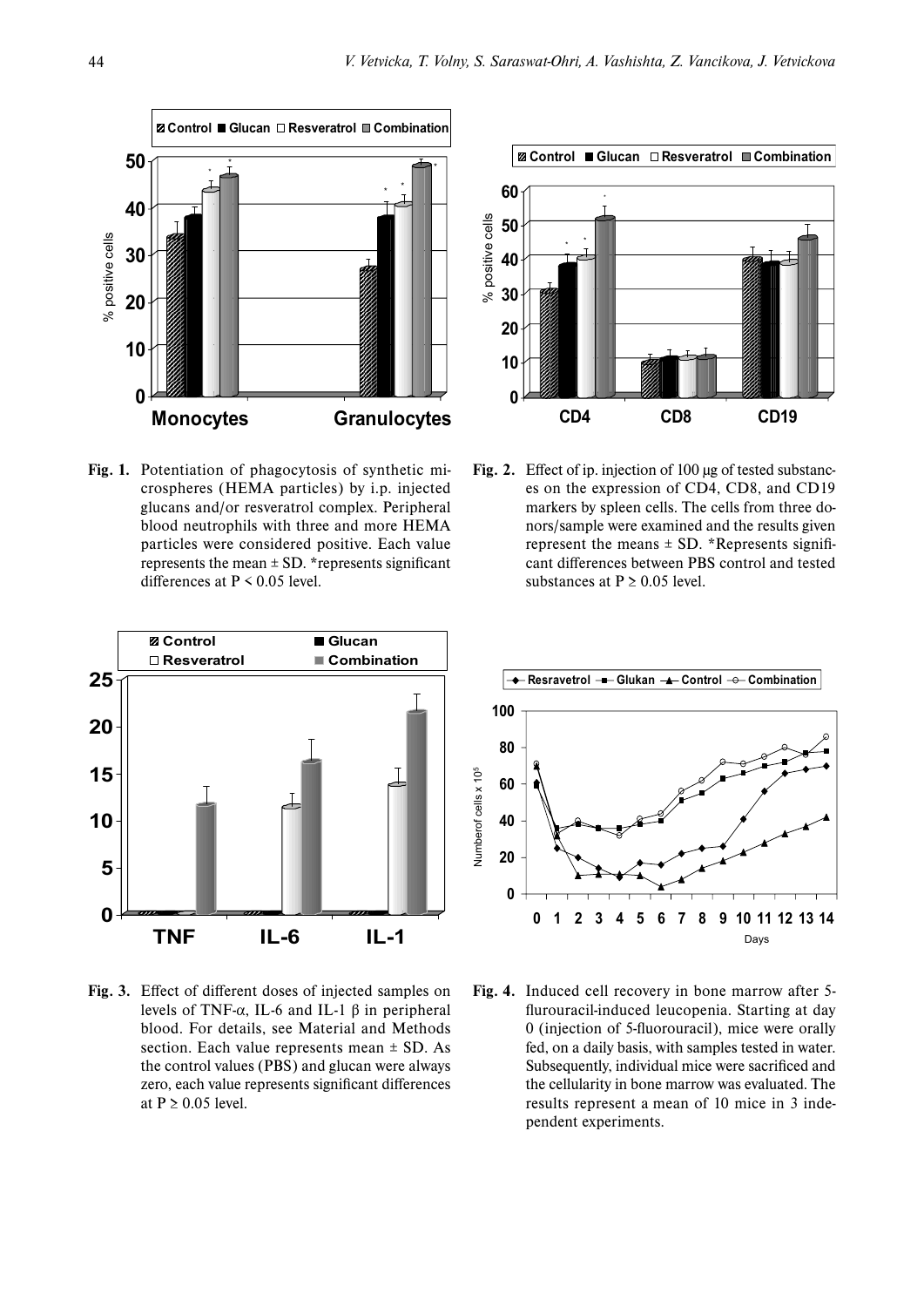**Fig. 1.** Potentiation of phagocytosis of synthetic microspheres (HEMA particles) by i.p. injected glucans and/or resveratrol complex. Peripheral blood neutrophils with three and more HEMA particles were considered positive. Each value represents the mean ± SD. *represents significant differences at P < 0.05 level.

**Fig. 2.** Effect of ip. injection of 100 μg of tested substances on the expression of CD4, CD8, and CD19 markers by spleen cells. The cells from three donors/sample were examined and the results given represent the means ± SD. *Represents significant differences between PBS control and tested substances at P ≥ 0.05 level.

**Fig. 3.** Effect of different doses of injected samples on levels of TNF-α, IL-6 and IL-1 β in peripheral blood. For details, see Material and Methods section. Each value represents mean ± SD. As the control values (PBS) and glucan were always zero, each value represents significant differences at P ≥ 0.05 level.

**Fig. 4.** Induced cell recovery in bone marrow after 5-flurouracil-induced leucopenia. Starting at day 0 (injection of 5-fluorouracil), mice were orally fed, on a daily basis, with samples tested in water. Subsequently, individual mice were sacrificed and the cellularity in bone marrow was evaluated. The results represent a mean of 10 mice in 3 independent experiments.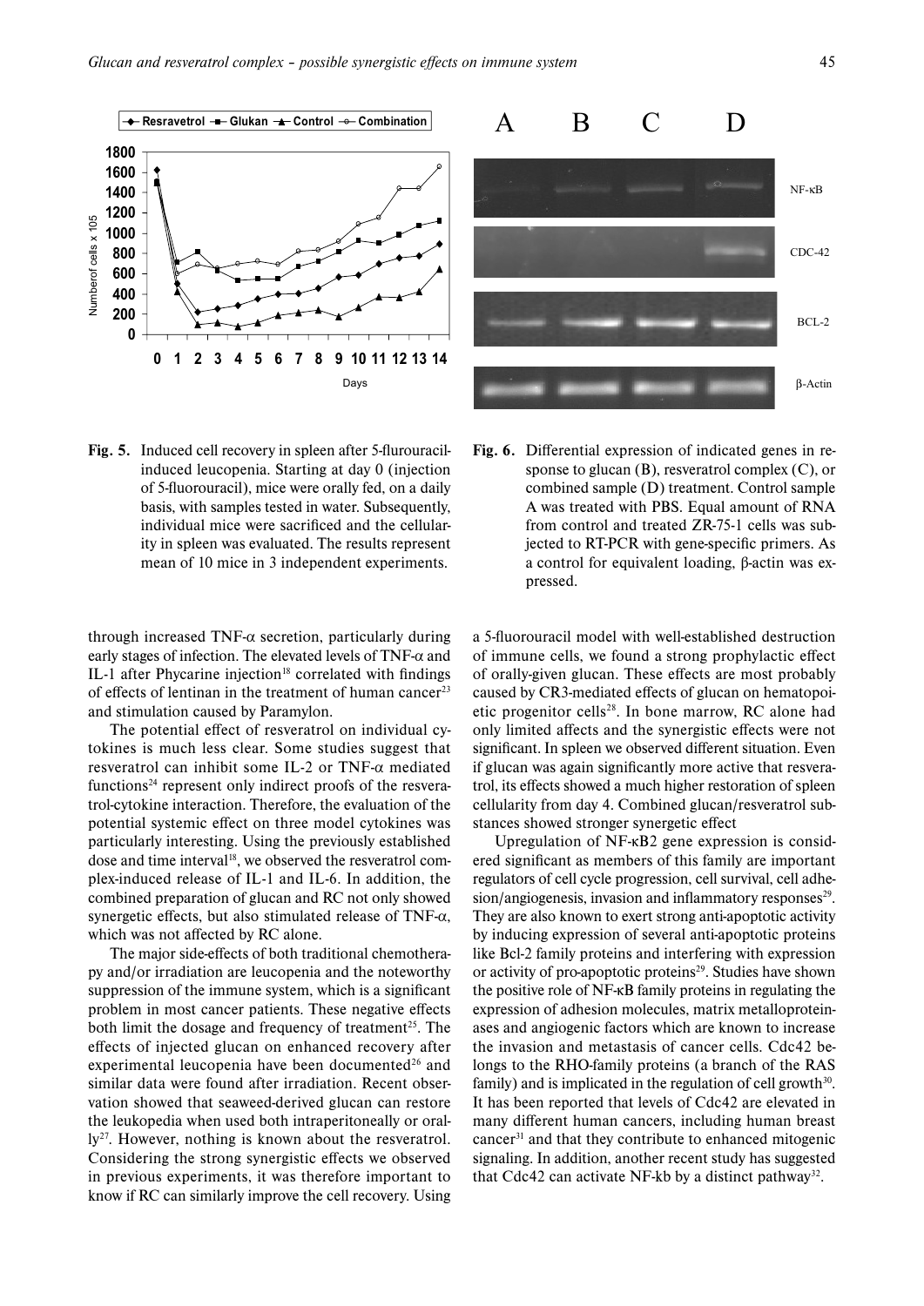**Fig. 5.** Induced cell recovery in spleen after 5-flurouracil-induced leucopenia. Starting at day 0 (injection of 5-fluorouracil), mice were orally fed, on a daily basis, with samples tested in water. Subsequently, individual mice were sacrificed and the cellularity in spleen was evaluated. The results represent mean of 10 mice in 3 independent experiments.

**Fig. 6.** Differential expression of indicated genes in response to glucan (B), resveratrol complex (C), or combined sample (D) treatment. Control sample A was treated with PBS. Equal amount of RNA from control and treated ZR-75-1 cells was subjected to RT-PCR with gene-specific primers. As a control for equivalent loading, β-actin was expressed.

through increased TNF-α secretion, particularly during early stages of infection. The elevated levels of TNF-α and IL-1 after Phycarine injection[18] correlated with findings of effects of lentinan in the treatment of human cancer[23] and stimulation caused by Paramylon.

The potential effect of resveratrol on individual cytokines is much less clear. Some studies suggest that resveratrol can inhibit some IL-2 or TNF-α mediated functions[24] represent only indirect proofs of the resveratrol-cytokine interaction. Therefore, the evaluation of the potential systemic effect on three model cytokines was particularly interesting. Using the previously established dose and time interval[18], we observed the resveratrol complex-induced release of IL-1 and IL-6. In addition, the combined preparation of glucan and RC not only showed synergetic effects, but also stimulated release of TNF-α, which was not affected by RC alone.

The major side-effects of both traditional chemotherapy and/or irradiation are leucopenia and the noteworthy suppression of the immune system, which is a significant problem in most cancer patients. These negative effects both limit the dosage and frequency of treatment[25]. The effects of injected glucan on enhanced recovery after experimental leucopenia have been documented[26] and similar data were found after irradiation. Recent observation showed that seaweed-derived glucan can restore the leukopedia when used both intraperitoneally or orally[27]. However, nothing is known about the resveratrol. Considering the strong synergistic effects we observed in previous experiments, it was therefore important to know if RC can similarly improve the cell recovery. Using a 5-fluorouracil model with well-established destruction of immune cells, we found a strong prophylactic effect of orally-given glucan. These effects are most probably caused by CR3-mediated effects of glucan on hematopoietic progenitor cells[28]. In bone marrow, RC alone had only limited affects and the synergistic effects were not significant. In spleen we observed different situation. Even if glucan was again significantly more active that resveratrol, its effects showed a much higher restoration of spleen cellularity from day 4. Combined glucan/resveratrol substances showed stronger synergetic effect

Upregulation of NF-κB2 gene expression is considered significant as members of this family are important regulators of cell cycle progression, cell survival, cell adhesion/angiogenesis, invasion and inflammatory responses[29]. They are also known to exert strong anti-apoptotic activity by inducing expression of several anti-apoptotic proteins like Bcl-2 family proteins and interfering with expression or activity of pro-apoptotic proteins[29]. Studies have shown the positive role of NF-κB family proteins in regulating the expression of adhesion molecules, matrix metalloproteinases and angiogenic factors which are known to increase the invasion and metastasis of cancer cells. Cdc42 belongs to the RHO-family proteins (a branch of the RAS family) and is implicated in the regulation of cell growth[30]. It has been reported that levels of Cdc42 are elevated in many different human cancers, including human breast cancer[31] and that they contribute to enhanced mitogenic signaling. In addition, another recent study has suggested that Cdc42 can activate NF-kb by a distinct pathway[32].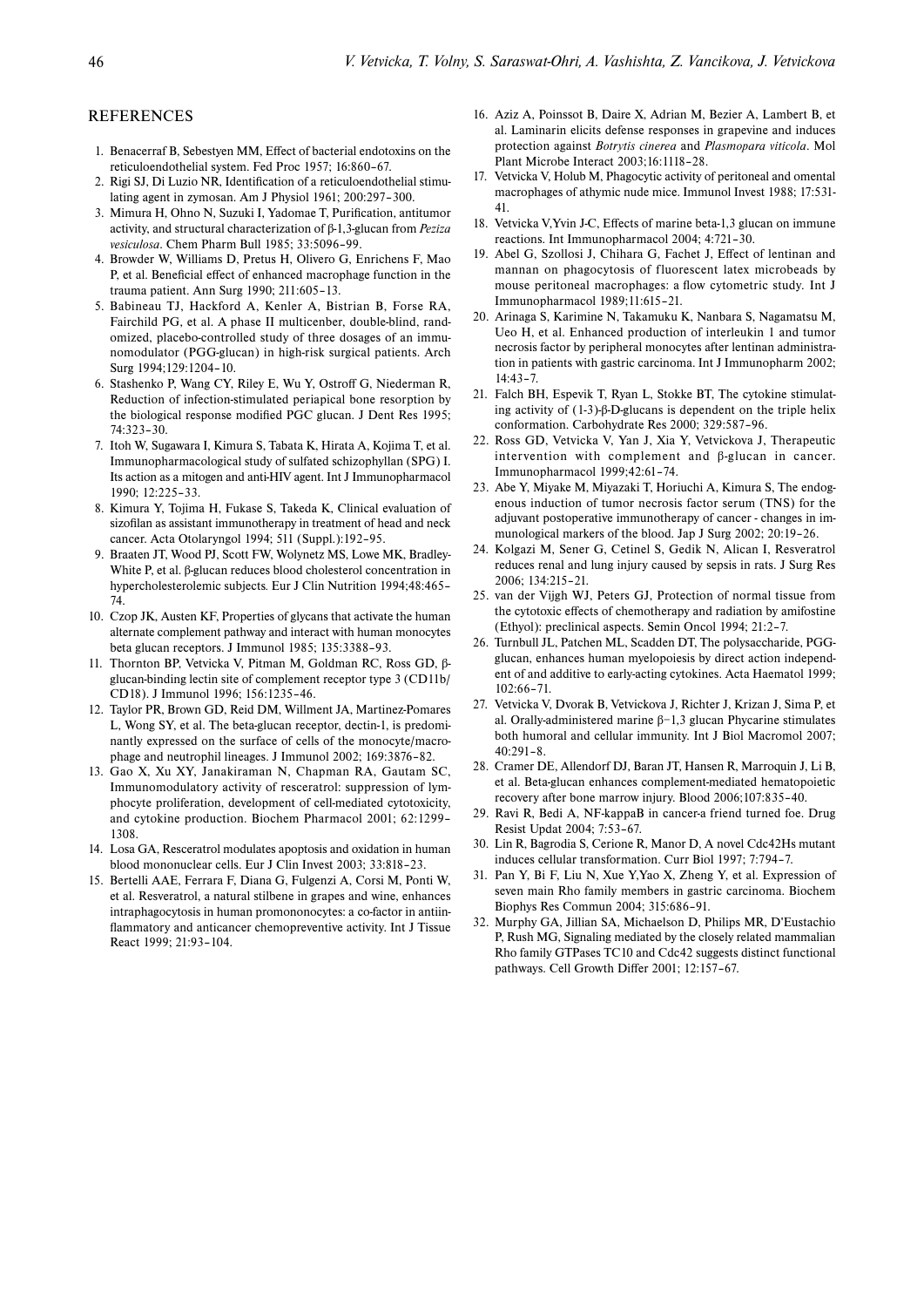## REFERENCES

1. Benacerraf B, Sebestyen MM, Effect of bacterial endotoxins on the reticuloendothelial system. Fed Proc 1957; 16:860–67.
2. Rigi SJ, Di Luzio NR, Identification of a reticuloendothelial stimulating agent in zymosan. Am J Physiol 1961; 200:297–300.
3. Mimura H, Ohno N, Suzuki I, Yadomae T, Purification, antitumor activity, and structural characterization of β-1,3-glucan from *Peziza vesiculosa*. Chem Pharm Bull 1985; 33:5096–99.
4. Browder W, Williams D, Pretus H, Olivero G, Enrichens F, Mao P, et al. Beneficial effect of enhanced macrophage function in the trauma patient. Ann Surg 1990; 211:605–13.
5. Babineau TJ, Hackford A, Kenler A, Bistrian B, Forse RA, Fairchild PG, et al. A phase II multicenber, double-blind, randomized, placebo-controlled study of three dosages of an immunomodulator (PGG-glucan) in high-risk surgical patients. Arch Surg 1994;129:1204–10.
6. Stashenko P, Wang CY, Riley E, Wu Y, Ostroff G, Niederman R, Reduction of infection-stimulated periapical bone resorption by the biological response modified PGC glucan. J Dent Res 1995; 74:323–30.
7. Itoh W, Sugawara I, Kimura S, Tabata K, Hirata A, Kojima T, et al. Immunopharmacological study of sulfated schizophyllan (SPG) I. Its action as a mitogen and anti-HIV agent. Int J Immunopharmacol 1990; 12:225–33.
8. Kimura Y, Tojima H, Fukase S, Takeda K, Clinical evaluation of sizofilan as assistant immunotherapy in treatment of head and neck cancer. Acta Otolaryngol 1994; 511 (Suppl.):192–95.
9. Braaten JT, Wood PJ, Scott FW, Wolynetz MS, Lowe MK, Bradley-White P, et al. β-glucan reduces blood cholesterol concentration in hypercholesterolemic subjects. Eur J Clin Nutrition 1994;48:465–74.
10. Czop JK, Austen KF, Properties of glycans that activate the human alternate complement pathway and interact with human monocytes beta glucan receptors. J Immunol 1985; 135:3388–93.
11. Thornton BP, Vetvicka V, Pitman M, Goldman RC, Ross GD, β-glucan-binding lectin site of complement receptor type 3 (CD11b/CD18). J Immunol 1996; 156:1235–46.
12. Taylor PR, Brown GD, Reid DM, Willment JA, Martinez-Pomares L, Wong SY, et al. The beta-glucan receptor, dectin-1, is predominantly expressed on the surface of cells of the monocyte/macrophage and neutrophil lineages. J Immunol 2002; 169:3876–82.
13. Gao X, Xu XY, Janakiraman N, Chapman RA, Gautam SC, Immunomodulatory activity of resceratrol: suppression of lymphocyte proliferation, development of cell-mediated cytotoxicity, and cytokine production. Biochem Pharmacol 2001; 62:1299–1308.
14. Losa GA, Resceratrol modulates apoptosis and oxidation in human blood mononuclear cells. Eur J Clin Invest 2003; 33:818–23.
15. Bertelli AAE, Ferrara F, Diana G, Fulgenzi A, Corsi M, Ponti W, et al. Resveratrol, a natural stilbene in grapes and wine, enhances intraphagocytosis in human promononocytes: a co-factor in antiinflammatory and anticancer chemopreventive activity. Int J Tissue React 1999; 21:93–104.
16. Aziz A, Poinssot B, Daire X, Adrian M, Bezier A, Lambert B, et al. Laminarin elicits defense responses in grapevine and induces protection against *Botrytis cinerea* and *Plasmopara viticola*. Mol Plant Microbe Interact 2003;16:1118–28.
17. Vetvicka V, Holub M, Phagocytic activity of peritoneal and omental macrophages of athymic nude mice. Immunol Invest 1988; 17:531-41.
18. Vetvicka V,Yvin J-C, Effects of marine beta-1,3 glucan on immune reactions. Int Immunopharmacol 2004; 4:721–30.
19. Abel G, Szollosi J, Chihara G, Fachet J, Effect of lentinan and mannan on phagocytosis of fluorescent latex microbeads by mouse peritoneal macrophages: a flow cytometric study. Int J Immunopharmacol 1989;11:615–21.
20. Arinaga S, Karimine N, Takamuku K, Nanbara S, Nagamatsu M, Ueo H, et al. Enhanced production of interleukin 1 and tumor necrosis factor by peripheral monocytes after lentinan administration in patients with gastric carcinoma. Int J Immunopharm 2002; 14:43–7.
21. Falch BH, Espevik T, Ryan L, Stokke BT, The cytokine stimulating activity of (1-3)-β-D-glucans is dependent on the triple helix conformation. Carbohydrate Res 2000; 329:587–96.
22. Ross GD, Vetvicka V, Yan J, Xia Y, Vetvickova J, Therapeutic intervention with complement and β-glucan in cancer. Immunopharmacol 1999;42:61–74.
23. Abe Y, Miyake M, Miyazaki T, Horiuchi A, Kimura S, The endogenous induction of tumor necrosis factor serum (TNS) for the adjuvant postoperative immunotherapy of cancer - changes in immunological markers of the blood. Jap J Surg 2002; 20:19–26.
24. Kolgazi M, Sener G, Cetinel S, Gedik N, Alican I, Resveratrol reduces renal and lung injury caused by sepsis in rats. J Surg Res 2006; 134:215–21.
25. van der Vijgh WJ, Peters GJ, Protection of normal tissue from the cytotoxic effects of chemotherapy and radiation by amifostine (Ethyol): preclinical aspects. Semin Oncol 1994; 21:2–7.
26. Turnbull JL, Patchen ML, Scadden DT, The polysaccharide, PGG-glucan, enhances human myelopoiesis by direct action independent of and additive to early-acting cytokines. Acta Haematol 1999; 102:66–71.
27. Vetvicka V, Dvorak B, Vetvickova J, Richter J, Krizan J, Sima P, et al. Orally-administered marine β-1,3 glucan Phycarine stimulates both humoral and cellular immunity. Int J Biol Macromol 2007; 40:291–8.
28. Cramer DE, Allendorf DJ, Baran JT, Hansen R, Marroquin J, Li B, et al. Beta-glucan enhances complement-mediated hematopoietic recovery after bone marrow injury. Blood 2006;107:835–40.
29. Ravi R, Bedi A, NF-kappaB in cancer-a friend turned foe. Drug Resist Updat 2004; 7:53–67.
30. Lin R, Bagrodia S, Cerione R, Manor D, A novel Cdc42Hs mutant induces cellular transformation. Curr Biol 1997; 7:794–7.
31. Pan Y, Bi F, Liu N, Xue Y,Yao X, Zheng Y, et al. Expression of seven main Rho family members in gastric carcinoma. Biochem Biophys Res Commun 2004; 315:686–91.
32. Murphy GA, Jillian SA, Michaelson D, Philips MR, D'Eustachio P, Rush MG, Signaling mediated by the closely related mammalian Rho family GTPases TC10 and Cdc42 suggests distinct functional pathways. Cell Growth Differ 2001; 12:157–67.